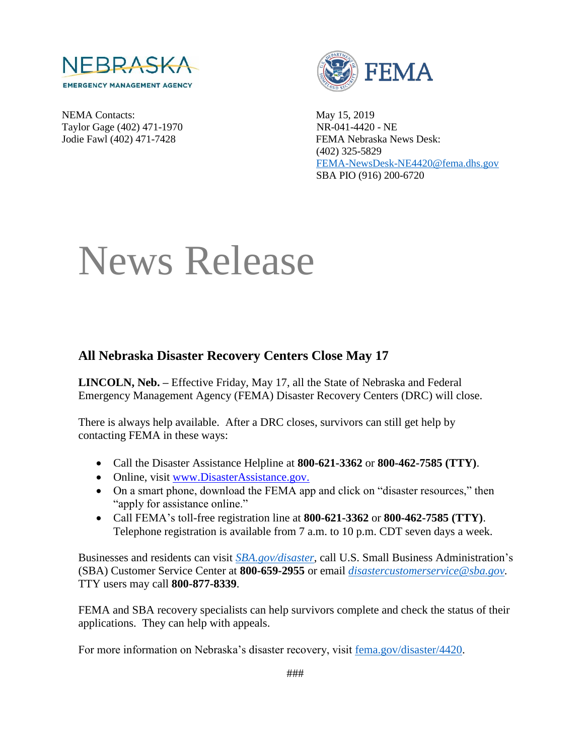NEBRASKA
EMERGENCY MANAGEMENT AGENCY

FEMA

NEMA Contacts:
Taylor Gage (402) 471-1970
Jodie Fawl (402) 471-7428

May 15, 2019
NR-041-4420 - NE
FEMA Nebraska News Desk:
(402) 325-5829
FEMA-NewsDesk-NE4420@fema.dhs.gov
SBA PIO (916) 200-6720

# News Release

## All Nebraska Disaster Recovery Centers Close May 17

**LINCOLN, Neb. –** Effective Friday, May 17, all the State of Nebraska and Federal Emergency Management Agency (FEMA) Disaster Recovery Centers (DRC) will close.

There is always help available. After a DRC closes, survivors can still get help by contacting FEMA in these ways:

- Call the Disaster Assistance Helpline at **800-621-3362** or **800-462-7585 (TTY)**.
- Online, visit www.DisasterAssistance.gov.
- On a smart phone, download the FEMA app and click on "disaster resources," then "apply for assistance online."
- Call FEMA's toll-free registration line at **800-621-3362** or **800-462-7585 (TTY)**. Telephone registration is available from 7 a.m. to 10 p.m. CDT seven days a week.

Businesses and residents can visit *SBA.gov/disaster*, call U.S. Small Business Administration's (SBA) Customer Service Center at **800-659-2955** or email *disastercustomerservice@sba.gov*. TTY users may call **800-877-8339**.

FEMA and SBA recovery specialists can help survivors complete and check the status of their applications. They can help with appeals.

For more information on Nebraska's disaster recovery, visit fema.gov/disaster/4420.

###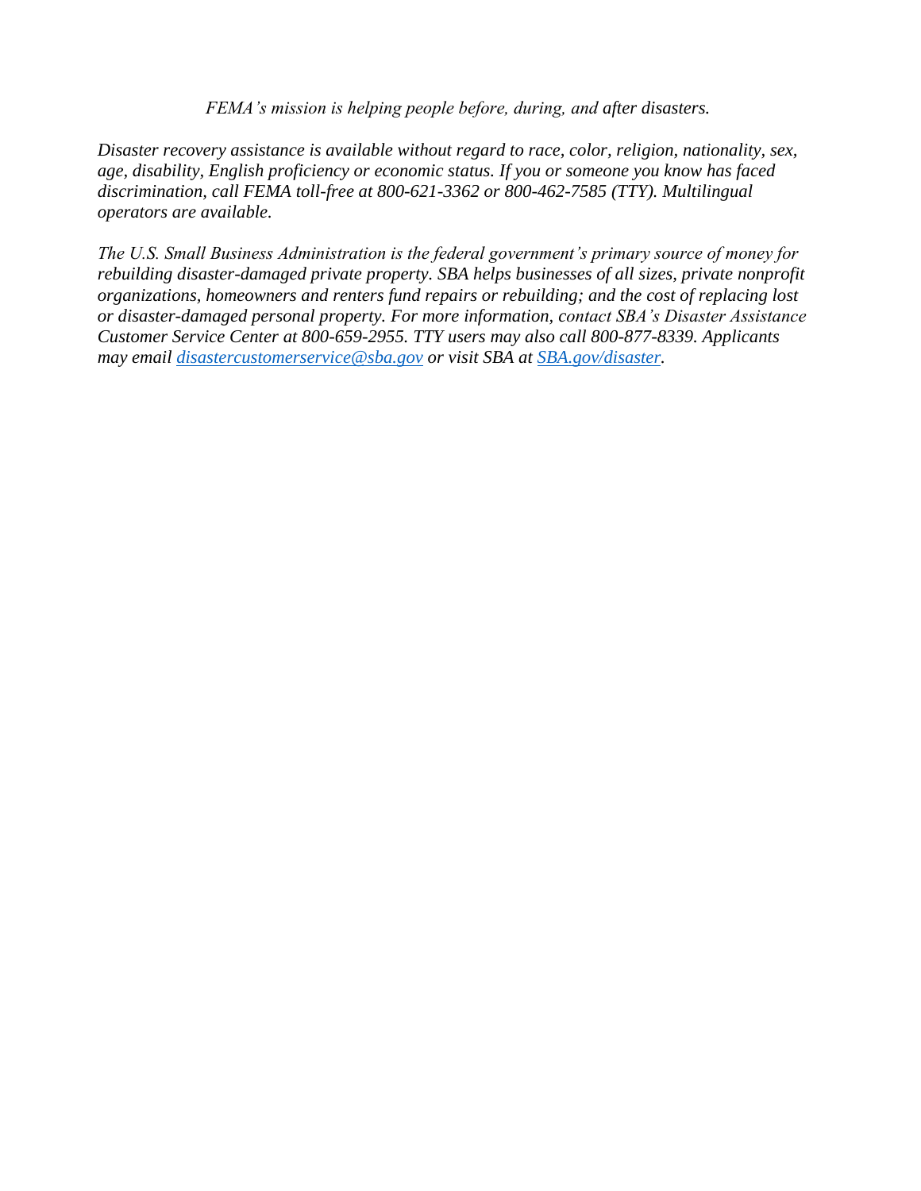*FEMA's mission is helping people before, during, and after disasters.*

*Disaster recovery assistance is available without regard to race, color, religion, nationality, sex, age, disability, English proficiency or economic status. If you or someone you know has faced discrimination, call FEMA toll-free at 800-621-3362 or 800-462-7585 (TTY). Multilingual operators are available.*

*The U.S. Small Business Administration is the federal government's primary source of money for rebuilding disaster-damaged private property. SBA helps businesses of all sizes, private nonprofit organizations, homeowners and renters fund repairs or rebuilding; and the cost of replacing lost or disaster-damaged personal property. For more information, contact SBA's Disaster Assistance Customer Service Center at 800-659-2955. TTY users may also call 800-877-8339. Applicants may email [disastercustomerservice@sba.gov](mailto:disastercustomerservice@sba.gov) or visit SBA at [SBA.gov/disaster](https://www.sba.gov/disaster).*